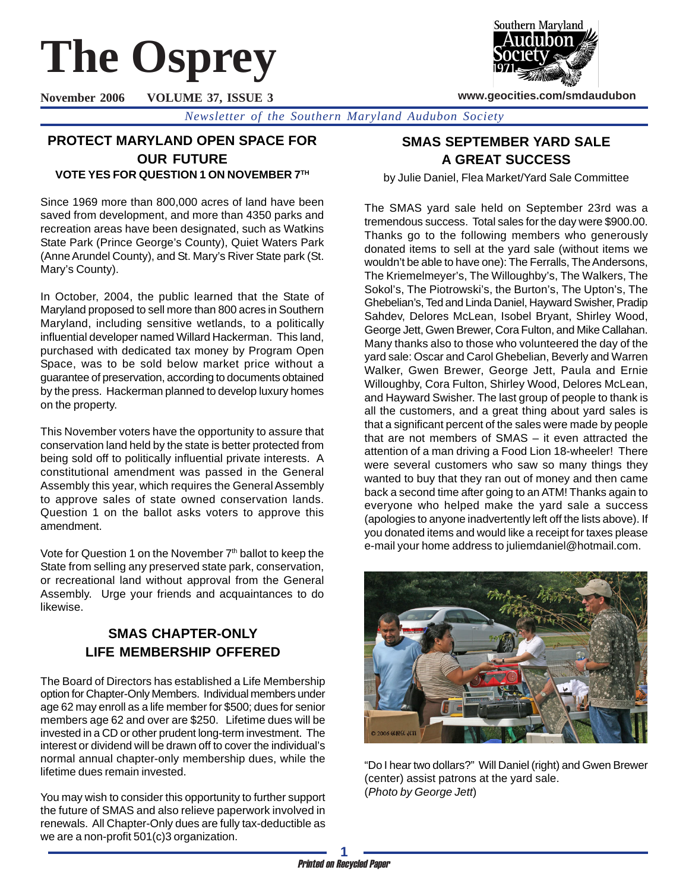# The Osprey

**November 2006 VOLUME 37, ISSUE 3**

www.geocities.com/smdaudubon

*Newsletter of the Southern Maryland Audubon Society*

## PROTECT MARYLAND OPEN SPACE FOR OUR FUTURE

### VOTE YES FOR QUESTION 1 ON NOVEMBER 7TH

Since 1969 more than 800,000 acres of land have been saved from development, and more than 4350 parks and recreation areas have been designated, such as Watkins State Park (Prince George's County), Quiet Waters Park (Anne Arundel County), and St. Mary's River State park (St. Mary's County).

In October, 2004, the public learned that the State of Maryland proposed to sell more than 800 acres in Southern Maryland, including sensitive wetlands, to a politically influential developer named Willard Hackerman. This land, purchased with dedicated tax money by Program Open Space, was to be sold below market price without a guarantee of preservation, according to documents obtained by the press. Hackerman planned to develop luxury homes on the property.

This November voters have the opportunity to assure that conservation land held by the state is better protected from being sold off to politically influential private interests. A constitutional amendment was passed in the General Assembly this year, which requires the General Assembly to approve sales of state owned conservation lands. Question 1 on the ballot asks voters to approve this amendment.

Vote for Question 1 on the November 7th ballot to keep the State from selling any preserved state park, conservation, or recreational land without approval from the General Assembly. Urge your friends and acquaintances to do likewise.

## SMAS CHAPTER-ONLY LIFE MEMBERSHIP OFFERED

The Board of Directors has established a Life Membership option for Chapter-Only Members. Individual members under age 62 may enroll as a life member for $500; dues for senior members age 62 and over are $250. Lifetime dues will be invested in a CD or other prudent long-term investment. The interest or dividend will be drawn off to cover the individual's normal annual chapter-only membership dues, while the lifetime dues remain invested.

You may wish to consider this opportunity to further support the future of SMAS and also relieve paperwork involved in renewals. All Chapter-Only dues are fully tax-deductible as we are a non-profit 501(c)3 organization.

## SMAS SEPTEMBER YARD SALE A GREAT SUCCESS

by Julie Daniel, Flea Market/Yard Sale Committee

The SMAS yard sale held on September 23rd was a tremendous success. Total sales for the day were $900.00. Thanks go to the following members who generously donated items to sell at the yard sale (without items we wouldn't be able to have one): The Ferralls, The Andersons, The Kriemelmeyer's, The Willoughby's, The Walkers, The Sokol's, The Piotrowski's, the Burton's, The Upton's, The Ghebelian's, Ted and Linda Daniel, Hayward Swisher, Pradip Sahdev, Delores McLean, Isobel Bryant, Shirley Wood, George Jett, Gwen Brewer, Cora Fulton, and Mike Callahan. Many thanks also to those who volunteered the day of the yard sale: Oscar and Carol Ghebelian, Beverly and Warren Walker, Gwen Brewer, George Jett, Paula and Ernie Willoughby, Cora Fulton, Shirley Wood, Delores McLean, and Hayward Swisher. The last group of people to thank is all the customers, and a great thing about yard sales is that a significant percent of the sales were made by people that are not members of SMAS – it even attracted the attention of a man driving a Food Lion 18-wheeler! There were several customers who saw so many things they wanted to buy that they ran out of money and then came back a second time after going to an ATM! Thanks again to everyone who helped make the yard sale a success (apologies to anyone inadvertently left off the lists above). If you donated items and would like a receipt for taxes please e-mail your home address to juliemdaniel@hotmail.com.

"Do I hear two dollars?" Will Daniel (right) and Gwen Brewer (center) assist patrons at the yard sale. (*Photo by George Jett*)

*Printed on Recycled Paper*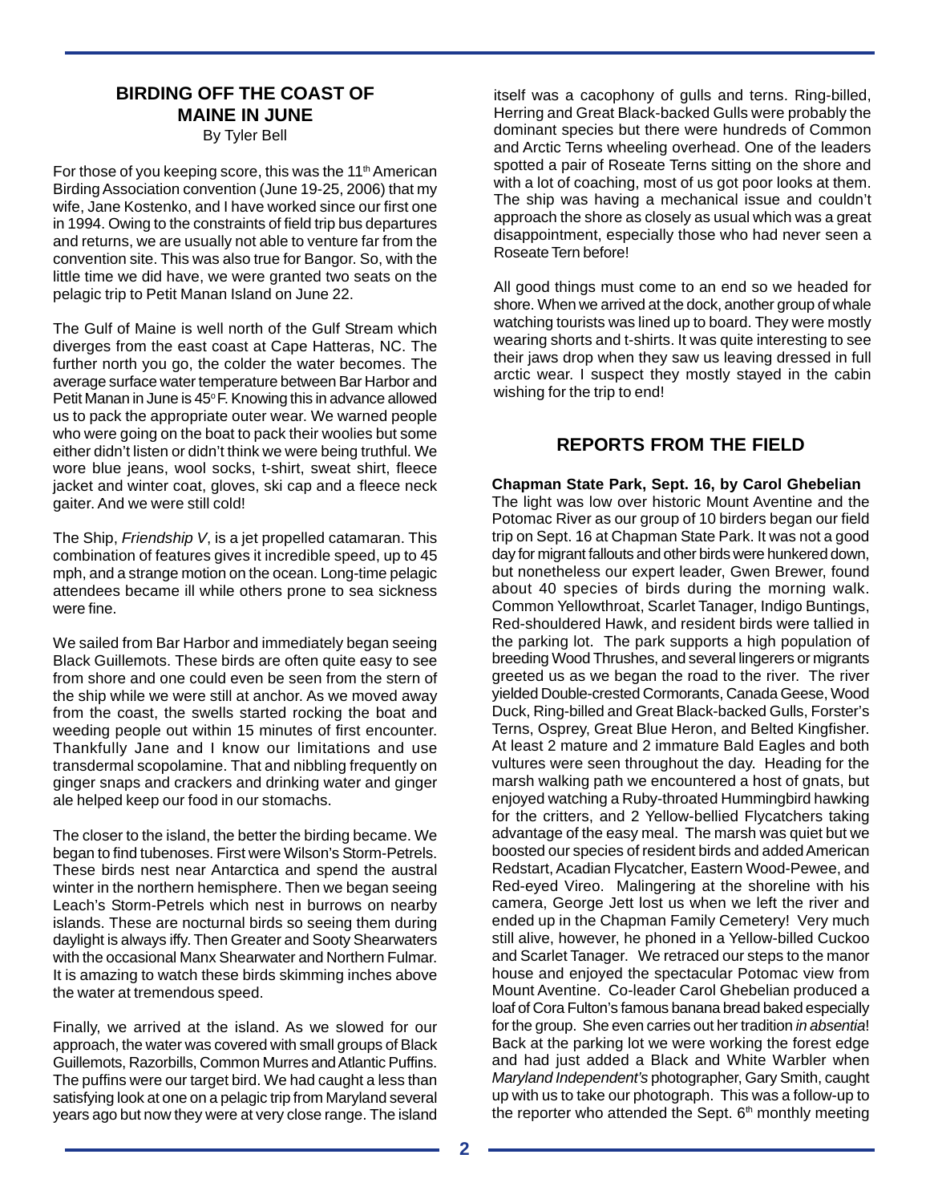## BIRDING OFF THE COAST OF MAINE IN JUNE

By Tyler Bell

For those of you keeping score, this was the 11th American Birding Association convention (June 19-25, 2006) that my wife, Jane Kostenko, and I have worked since our first one in 1994. Owing to the constraints of field trip bus departures and returns, we are usually not able to venture far from the convention site. This was also true for Bangor. So, with the little time we did have, we were granted two seats on the pelagic trip to Petit Manan Island on June 22.

The Gulf of Maine is well north of the Gulf Stream which diverges from the east coast at Cape Hatteras, NC. The further north you go, the colder the water becomes. The average surface water temperature between Bar Harbor and Petit Manan in June is 45° F. Knowing this in advance allowed us to pack the appropriate outer wear. We warned people who were going on the boat to pack their woolies but some either didn't listen or didn't think we were being truthful. We wore blue jeans, wool socks, t-shirt, sweat shirt, fleece jacket and winter coat, gloves, ski cap and a fleece neck gaiter. And we were still cold!

The Ship, *Friendship V*, is a jet propelled catamaran. This combination of features gives it incredible speed, up to 45 mph, and a strange motion on the ocean. Long-time pelagic attendees became ill while others prone to sea sickness were fine.

We sailed from Bar Harbor and immediately began seeing Black Guillemots. These birds are often quite easy to see from shore and one could even be seen from the stern of the ship while we were still at anchor. As we moved away from the coast, the swells started rocking the boat and weeding people out within 15 minutes of first encounter. Thankfully Jane and I know our limitations and use transdermal scopolamine. That and nibbling frequently on ginger snaps and crackers and drinking water and ginger ale helped keep our food in our stomachs.

The closer to the island, the better the birding became. We began to find tubenoses. First were Wilson's Storm-Petrels. These birds nest near Antarctica and spend the austral winter in the northern hemisphere. Then we began seeing Leach's Storm-Petrels which nest in burrows on nearby islands. These are nocturnal birds so seeing them during daylight is always iffy. Then Greater and Sooty Shearwaters with the occasional Manx Shearwater and Northern Fulmar. It is amazing to watch these birds skimming inches above the water at tremendous speed.

Finally, we arrived at the island. As we slowed for our approach, the water was covered with small groups of Black Guillemots, Razorbills, Common Murres and Atlantic Puffins. The puffins were our target bird. We had caught a less than satisfying look at one on a pelagic trip from Maryland several years ago but now they were at very close range. The island itself was a cacophony of gulls and terns. Ring-billed, Herring and Great Black-backed Gulls were probably the dominant species but there were hundreds of Common and Arctic Terns wheeling overhead. One of the leaders spotted a pair of Roseate Terns sitting on the shore and with a lot of coaching, most of us got poor looks at them. The ship was having a mechanical issue and couldn't approach the shore as closely as usual which was a great disappointment, especially those who had never seen a Roseate Tern before!

All good things must come to an end so we headed for shore. When we arrived at the dock, another group of whale watching tourists was lined up to board. They were mostly wearing shorts and t-shirts. It was quite interesting to see their jaws drop when they saw us leaving dressed in full arctic wear. I suspect they mostly stayed in the cabin wishing for the trip to end!

## REPORTS FROM THE FIELD

**Chapman State Park, Sept. 16, by Carol Ghebelian**

The light was low over historic Mount Aventine and the Potomac River as our group of 10 birders began our field trip on Sept. 16 at Chapman State Park. It was not a good day for migrant fallouts and other birds were hunkered down, but nonetheless our expert leader, Gwen Brewer, found about 40 species of birds during the morning walk. Common Yellowthroat, Scarlet Tanager, Indigo Buntings, Red-shouldered Hawk, and resident birds were tallied in the parking lot. The park supports a high population of breeding Wood Thrushes, and several lingerers or migrants greeted us as we began the road to the river. The river yielded Double-crested Cormorants, Canada Geese, Wood Duck, Ring-billed and Great Black-backed Gulls, Forster's Terns, Osprey, Great Blue Heron, and Belted Kingfisher. At least 2 mature and 2 immature Bald Eagles and both vultures were seen throughout the day. Heading for the marsh walking path we encountered a host of gnats, but enjoyed watching a Ruby-throated Hummingbird hawking for the critters, and 2 Yellow-bellied Flycatchers taking advantage of the easy meal. The marsh was quiet but we boosted our species of resident birds and added American Redstart, Acadian Flycatcher, Eastern Wood-Pewee, and Red-eyed Vireo. Malingering at the shoreline with his camera, George Jett lost us when we left the river and ended up in the Chapman Family Cemetery! Very much still alive, however, he phoned in a Yellow-billed Cuckoo and Scarlet Tanager. We retraced our steps to the manor house and enjoyed the spectacular Potomac view from Mount Aventine. Co-leader Carol Ghebelian produced a loaf of Cora Fulton's famous banana bread baked especially for the group. She even carries out her tradition *in absentia*! Back at the parking lot we were working the forest edge and had just added a Black and White Warbler when *Maryland Independent's* photographer, Gary Smith, caught up with us to take our photograph. This was a follow-up to the reporter who attended the Sept. 6th monthly meeting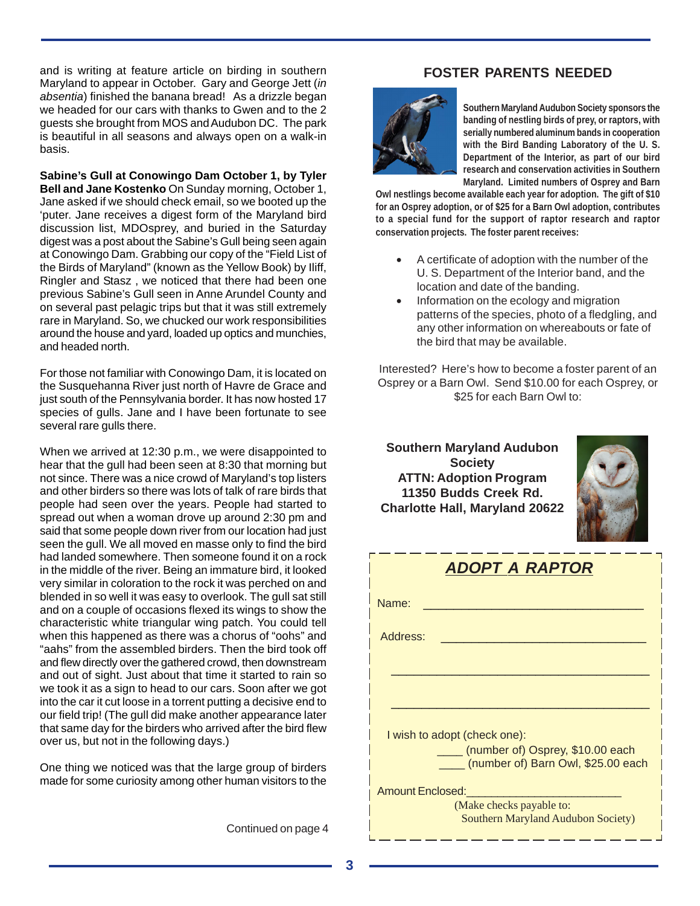and is writing at feature article on birding in southern Maryland to appear in October. Gary and George Jett (*in absentia*) finished the banana bread! As a drizzle began we headed for our cars with thanks to Gwen and to the 2 guests she brought from MOS and Audubon DC. The park is beautiful in all seasons and always open on a walk-in basis.

**Sabine's Gull at Conowingo Dam October 1, by Tyler Bell and Jane Kostenko** On Sunday morning, October 1, Jane asked if we should check email, so we booted up the 'puter. Jane receives a digest form of the Maryland bird discussion list, MDOsprey, and buried in the Saturday digest was a post about the Sabine's Gull being seen again at Conowingo Dam. Grabbing our copy of the "Field List of the Birds of Maryland" (known as the Yellow Book) by Iliff, Ringler and Stasz , we noticed that there had been one previous Sabine's Gull seen in Anne Arundel County and on several past pelagic trips but that it was still extremely rare in Maryland. So, we chucked our work responsibilities around the house and yard, loaded up optics and munchies, and headed north.

For those not familiar with Conowingo Dam, it is located on the Susquehanna River just north of Havre de Grace and just south of the Pennsylvania border. It has now hosted 17 species of gulls. Jane and I have been fortunate to see several rare gulls there.

When we arrived at 12:30 p.m., we were disappointed to hear that the gull had been seen at 8:30 that morning but not since. There was a nice crowd of Maryland's top listers and other birders so there was lots of talk of rare birds that people had seen over the years. People had started to spread out when a woman drove up around 2:30 pm and said that some people down river from our location had just seen the gull. We all moved en masse only to find the bird had landed somewhere. Then someone found it on a rock in the middle of the river. Being an immature bird, it looked very similar in coloration to the rock it was perched on and blended in so well it was easy to overlook. The gull sat still and on a couple of occasions flexed its wings to show the characteristic white triangular wing patch. You could tell when this happened as there was a chorus of "oohs" and "aahs" from the assembled birders. Then the bird took off and flew directly over the gathered crowd, then downstream and out of sight. Just about that time it started to rain so we took it as a sign to head to our cars. Soon after we got into the car it cut loose in a torrent putting a decisive end to our field trip! (The gull did make another appearance later that same day for the birders who arrived after the bird flew over us, but not in the following days.)

One thing we noticed was that the large group of birders made for some curiosity among other human visitors to the

Continued on page 4

## FOSTER PARENTS NEEDED

**Southern Maryland Audubon Society sponsors the banding of nestling birds of prey, or raptors, with serially numbered aluminum bands in cooperation with the Bird Banding Laboratory of the U. S. Department of the Interior, as part of our bird research and conservation activities in Southern Maryland. Limited numbers of Osprey and Barn Owl nestlings become available each year for adoption. The gift of $10 for an Osprey adoption, or of $25 for a Barn Owl adoption, contributes to a special fund for the support of raptor research and raptor conservation projects. The foster parent receives:**

- A certificate of adoption with the number of the U. S. Department of the Interior band, and the location and date of the banding.
- Information on the ecology and migration patterns of the species, photo of a fledgling, and any other information on whereabouts or fate of the bird that may be available.

Interested? Here's how to become a foster parent of an Osprey or a Barn Owl. Send $10.00 for each Osprey, or $25 for each Barn Owl to:

**Southern Maryland Audubon Society**
**ATTN: Adoption Program**
**11350 Budds Creek Rd.**
**Charlotte Hall, Maryland 20622**

### *ADOPT A RAPTOR*

Name: ________________________________

Address: ________________________________

________________________________________

________________________________________

I wish to adopt (check one):

____ (number of) Osprey, $10.00 each

____ (number of) Barn Owl, $25.00 each

Amount Enclosed:________________________

(Make checks payable to:
Southern Maryland Audubon Society)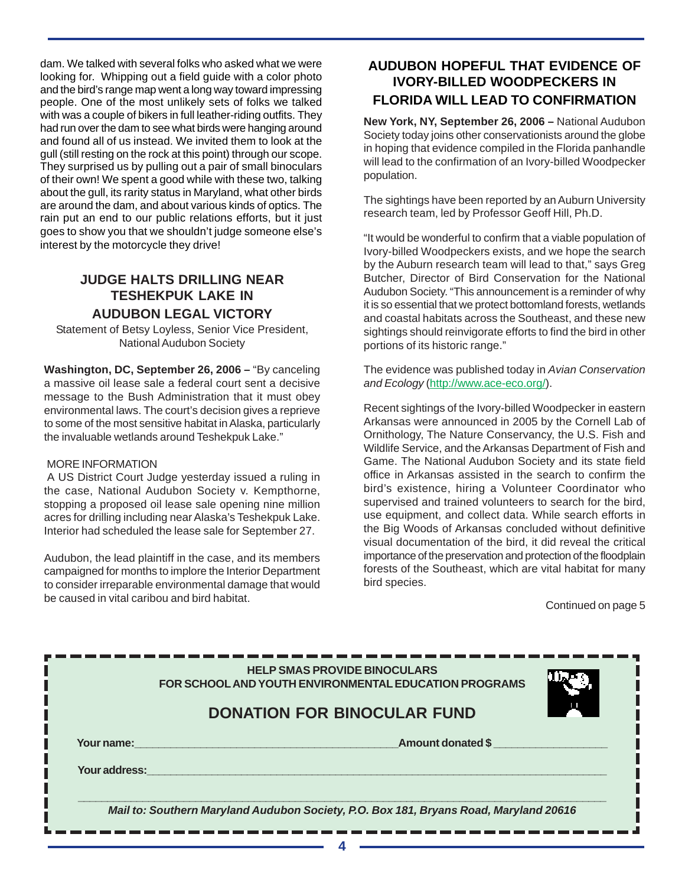dam. We talked with several folks who asked what we were looking for. Whipping out a field guide with a color photo and the bird's range map went a long way toward impressing people. One of the most unlikely sets of folks we talked with was a couple of bikers in full leather-riding outfits. They had run over the dam to see what birds were hanging around and found all of us instead. We invited them to look at the gull (still resting on the rock at this point) through our scope. They surprised us by pulling out a pair of small binoculars of their own! We spent a good while with these two, talking about the gull, its rarity status in Maryland, what other birds are around the dam, and about various kinds of optics. The rain put an end to our public relations efforts, but it just goes to show you that we shouldn't judge someone else's interest by the motorcycle they drive!

## JUDGE HALTS DRILLING NEAR TESHEKPUK LAKE IN AUDUBON LEGAL VICTORY

Statement of Betsy Loyless, Senior Vice President, National Audubon Society

**Washington, DC, September 26, 2006 –** "By canceling a massive oil lease sale a federal court sent a decisive message to the Bush Administration that it must obey environmental laws. The court's decision gives a reprieve to some of the most sensitive habitat in Alaska, particularly the invaluable wetlands around Teshekpuk Lake."

MORE INFORMATION

A US District Court Judge yesterday issued a ruling in the case, National Audubon Society v. Kempthorne, stopping a proposed oil lease sale opening nine million acres for drilling including near Alaska's Teshekpuk Lake. Interior had scheduled the lease sale for September 27.

Audubon, the lead plaintiff in the case, and its members campaigned for months to implore the Interior Department to consider irreparable environmental damage that would be caused in vital caribou and bird habitat.

## AUDUBON HOPEFUL THAT EVIDENCE OF IVORY-BILLED WOODPECKERS IN FLORIDA WILL LEAD TO CONFIRMATION

**New York, NY, September 26, 2006 –** National Audubon Society today joins other conservationists around the globe in hoping that evidence compiled in the Florida panhandle will lead to the confirmation of an Ivory-billed Woodpecker population.

The sightings have been reported by an Auburn University research team, led by Professor Geoff Hill, Ph.D.

"It would be wonderful to confirm that a viable population of Ivory-billed Woodpeckers exists, and we hope the search by the Auburn research team will lead to that," says Greg Butcher, Director of Bird Conservation for the National Audubon Society. "This announcement is a reminder of why it is so essential that we protect bottomland forests, wetlands and coastal habitats across the Southeast, and these new sightings should reinvigorate efforts to find the bird in other portions of its historic range."

The evidence was published today in *Avian Conservation and Ecology* (http://www.ace-eco.org/).

Recent sightings of the Ivory-billed Woodpecker in eastern Arkansas were announced in 2005 by the Cornell Lab of Ornithology, The Nature Conservancy, the U.S. Fish and Wildlife Service, and the Arkansas Department of Fish and Game. The National Audubon Society and its state field office in Arkansas assisted in the search to confirm the bird's existence, hiring a Volunteer Coordinator who supervised and trained volunteers to search for the bird, use equipment, and collect data. While search efforts in the Big Woods of Arkansas concluded without definitive visual documentation of the bird, it did reveal the critical importance of the preservation and protection of the floodplain forests of the Southeast, which are vital habitat for many bird species.

Continued on page 5

**HELP SMAS PROVIDE BINOCULARS FOR SCHOOL AND YOUTH ENVIRONMENTAL EDUCATION PROGRAMS**

## DONATION FOR BINOCULAR FUND

**Your name:**__________________________ **Amount donated $**__________

**Your address:**__________________________________________

______________________________________________________

***Mail to: Southern Maryland Audubon Society, P.O. Box 181, Bryans Road, Maryland 20616***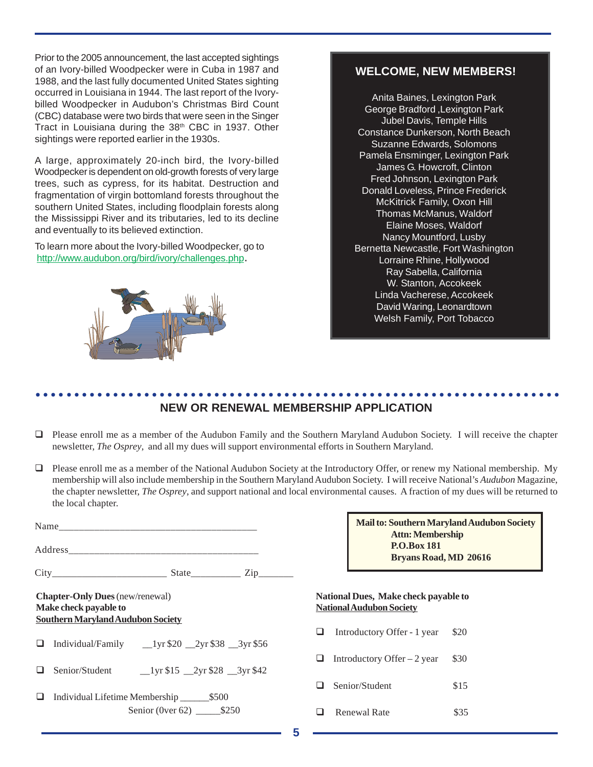Prior to the 2005 announcement, the last accepted sightings of an Ivory-billed Woodpecker were in Cuba in 1987 and 1988, and the last fully documented United States sighting occurred in Louisiana in 1944. The last report of the Ivory-billed Woodpecker in Audubon's Christmas Bird Count (CBC) database were two birds that were seen in the Singer Tract in Louisiana during the 38th CBC in 1937. Other sightings were reported earlier in the 1930s.

A large, approximately 20-inch bird, the Ivory-billed Woodpecker is dependent on old-growth forests of very large trees, such as cypress, for its habitat. Destruction and fragmentation of virgin bottomland forests throughout the southern United States, including floodplain forests along the Mississippi River and its tributaries, led to its decline and eventually to its believed extinction.

To learn more about the Ivory-billed Woodpecker, go to http://www.audubon.org/bird/ivory/challenges.php.

## WELCOME, NEW MEMBERS!

Anita Baines, Lexington Park
George Bradford ,Lexington Park
Jubel Davis, Temple Hills
Constance Dunkerson, North Beach
Suzanne Edwards, Solomons
Pamela Ensminger, Lexington Park
James G. Howcroft, Clinton
Fred Johnson, Lexington Park
Donald Loveless, Prince Frederick
McKitrick Family, Oxon Hill
Thomas McManus, Waldorf
Elaine Moses, Waldorf
Nancy Mountford, Lusby
Bernetta Newcastle, Fort Washington
Lorraine Rhine, Hollywood
Ray Sabella, California
W. Stanton, Accokeek
Linda Vacherese, Accokeek
David Waring, Leonardtown
Welsh Family, Port Tobacco

## NEW OR RENEWAL MEMBERSHIP APPLICATION

- ❑ Please enroll me as a member of the Audubon Family and the Southern Maryland Audubon Society. I will receive the chapter newsletter, *The Osprey*, and all my dues will support environmental efforts in Southern Maryland.

- ❑ Please enroll me as a member of the National Audubon Society at the Introductory Offer, or renew my National membership. My membership will also include membership in the Southern Maryland Audubon Society. I will receive National's *Audubon* Magazine, the chapter newsletter, *The Osprey*, and support national and local environmental causes. A fraction of my dues will be returned to the local chapter.

Name________________________________________

Address_______________________________________

City_______________________ State__________ Zip_______

**Mail to: Southern Maryland Audubon Society**
**Attn: Membership**
**P.O.Box 181**
**Bryans Road, MD 20616**

**Chapter-Only Dues** (new/renewal)
**Make check payable to**
**Southern Maryland Audubon Society**

- ❑ Individual/Family __1yr $20 __2yr $38 __3yr $56
- ❑ Senior/Student __1yr $15 __2yr $28 __3yr $42
- ❑ Individual Lifetime Membership ______$500
  Senior (0ver 62) _____$250

**National Dues, Make check payable to**
**National Audubon Society**

- ❑ Introductory Offer - 1 year $20
- ❑ Introductory Offer – 2 year $30
- ❑ Senior/Student $15
- ❑ Renewal Rate $35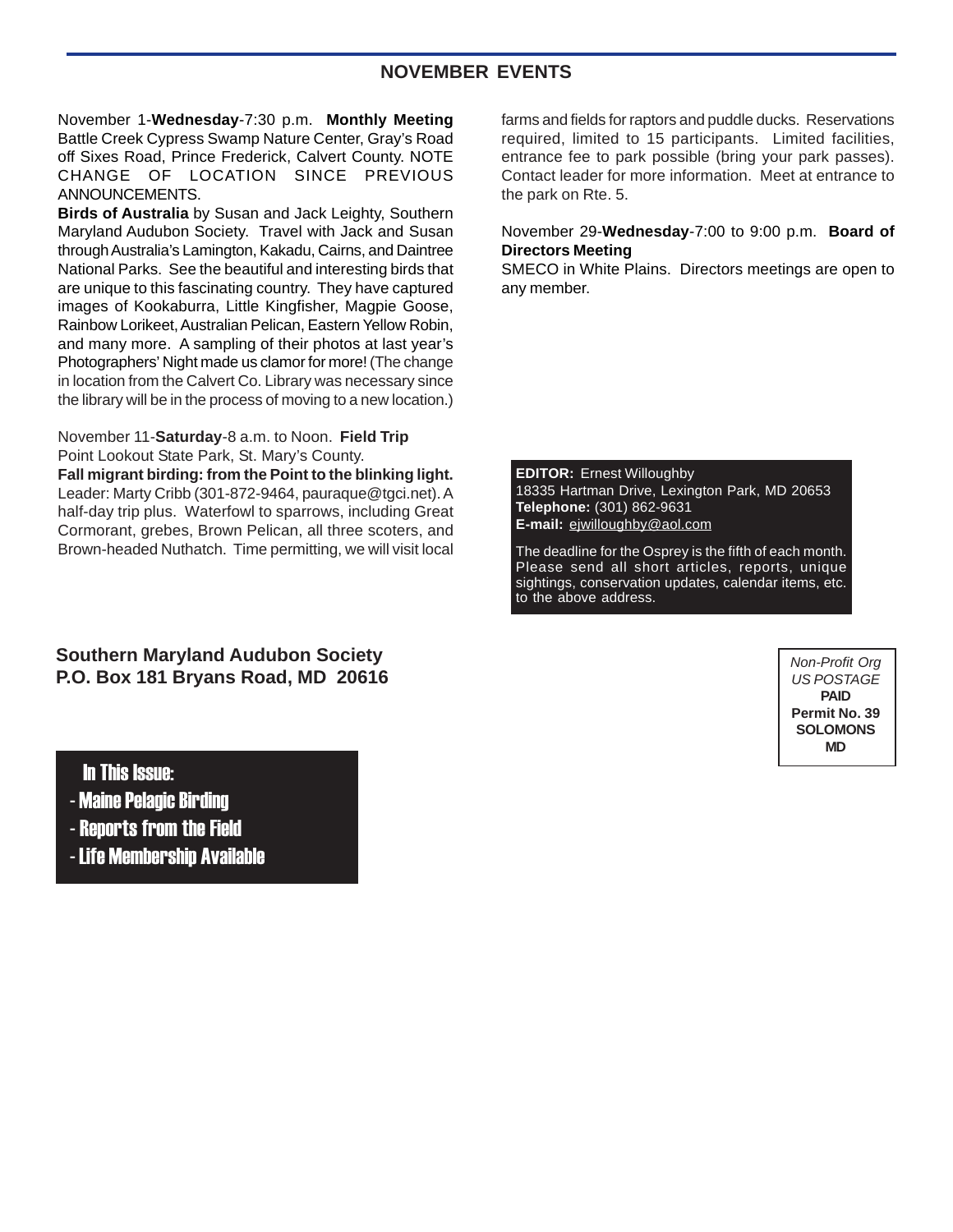## NOVEMBER EVENTS

November 1-**Wednesday**-7:30 p.m. **Monthly Meeting**
Battle Creek Cypress Swamp Nature Center, Gray's Road off Sixes Road, Prince Frederick, Calvert County. NOTE CHANGE OF LOCATION SINCE PREVIOUS ANNOUNCEMENTS.

**Birds of Australia** by Susan and Jack Leighty, Southern Maryland Audubon Society. Travel with Jack and Susan through Australia's Lamington, Kakadu, Cairns, and Daintree National Parks. See the beautiful and interesting birds that are unique to this fascinating country. They have captured images of Kookaburra, Little Kingfisher, Magpie Goose, Rainbow Lorikeet, Australian Pelican, Eastern Yellow Robin, and many more. A sampling of their photos at last year's Photographers' Night made us clamor for more! (The change in location from the Calvert Co. Library was necessary since the library will be in the process of moving to a new location.)

November 11-**Saturday**-8 a.m. to Noon. **Field Trip**
Point Lookout State Park, St. Mary's County.
**Fall migrant birding: from the Point to the blinking light.** Leader: Marty Cribb (301-872-9464, pauraque@tgci.net). A half-day trip plus. Waterfowl to sparrows, including Great Cormorant, grebes, Brown Pelican, all three scoters, and Brown-headed Nuthatch. Time permitting, we will visit local farms and fields for raptors and puddle ducks. Reservations required, limited to 15 participants. Limited facilities, entrance fee to park possible (bring your park passes). Contact leader for more information. Meet at entrance to the park on Rte. 5.

November 29-**Wednesday**-7:00 to 9:00 p.m. **Board of Directors Meeting**
SMECO in White Plains. Directors meetings are open to any member.

**EDITOR:** Ernest Willoughby
18335 Hartman Drive, Lexington Park, MD 20653
**Telephone:** (301) 862-9631
**E-mail:** ejwilloughby@aol.com

The deadline for the Osprey is the fifth of each month. Please send all short articles, reports, unique sightings, conservation updates, calendar items, etc. to the above address.

**Southern Maryland Audubon Society**
**P.O. Box 181 Bryans Road, MD 20616**

*Non-Profit Org*
*US POSTAGE*
**PAID**
**Permit No. 39**
**SOLOMONS**
**MD**

**In This Issue:**
- Maine Pelagic Birding
- Reports from the Field
- Life Membership Available